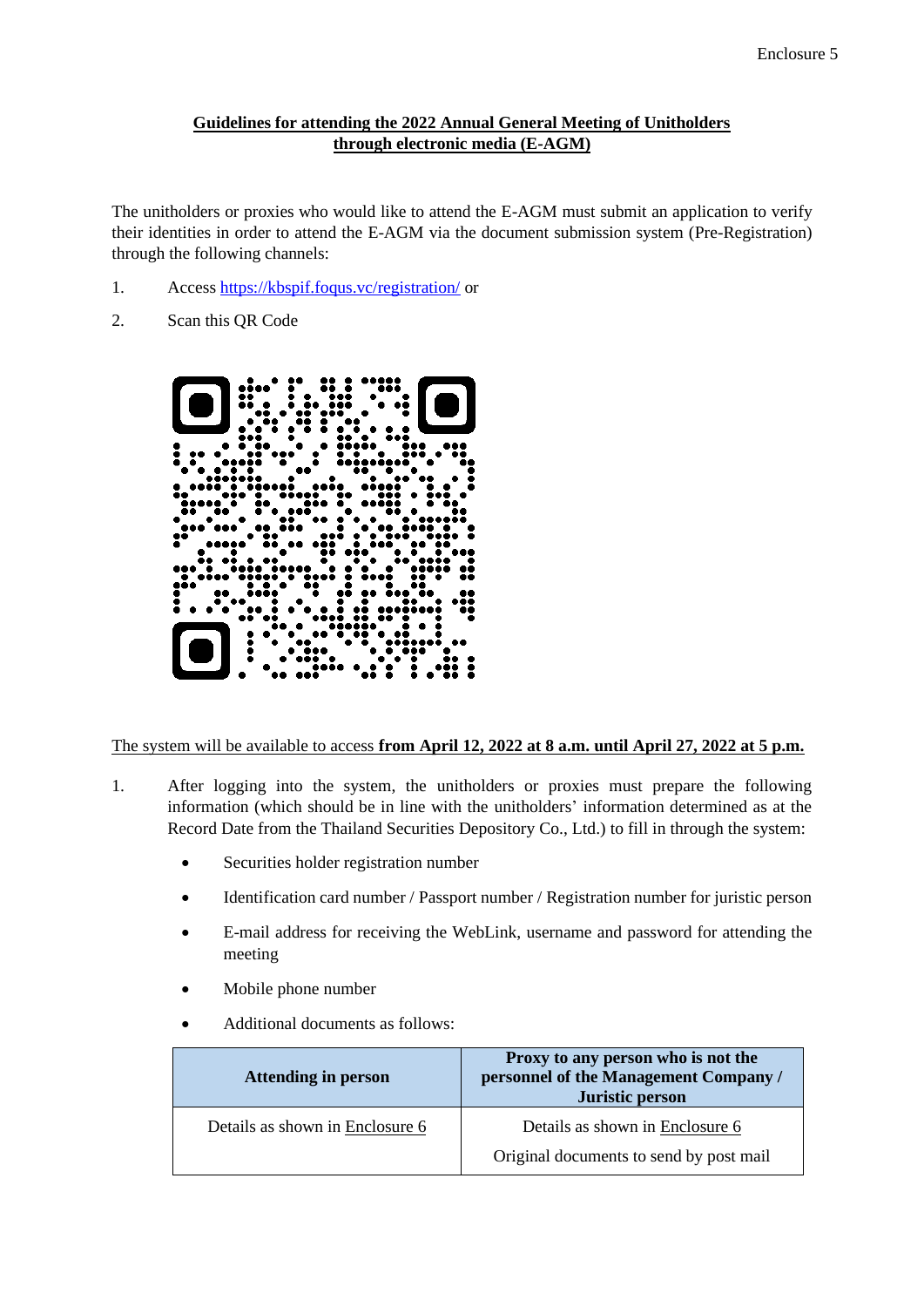Enclosure 5

**Guidelines for attending the 2022 Annual General Meeting of Unitholders through electronic media (E-AGM)**

The unitholders or proxies who would like to attend the E-AGM must submit an application to verify their identities in order to attend the E-AGM via the document submission system (Pre-Registration) through the following channels:

1. Access https://kbspif.foqus.vc/registration/ or
2. Scan this QR Code

The system will be available to access **from April 12, 2022 at 8 a.m. until April 27, 2022 at 5 p.m.**

1. After logging into the system, the unitholders or proxies must prepare the following information (which should be in line with the unitholders' information determined as at the Record Date from the Thailand Securities Depository Co., Ltd.) to fill in through the system:
   - Securities holder registration number
   - Identification card number / Passport number / Registration number for juristic person
   - E-mail address for receiving the WebLink, username and password for attending the meeting
   - Mobile phone number
   - Additional documents as follows:

| Attending in person | Proxy to any person who is not the personnel of the Management Company / Juristic person |
|---|---|
| Details as shown in Enclosure 6 | Details as shown in Enclosure 6<br>Original documents to send by post mail |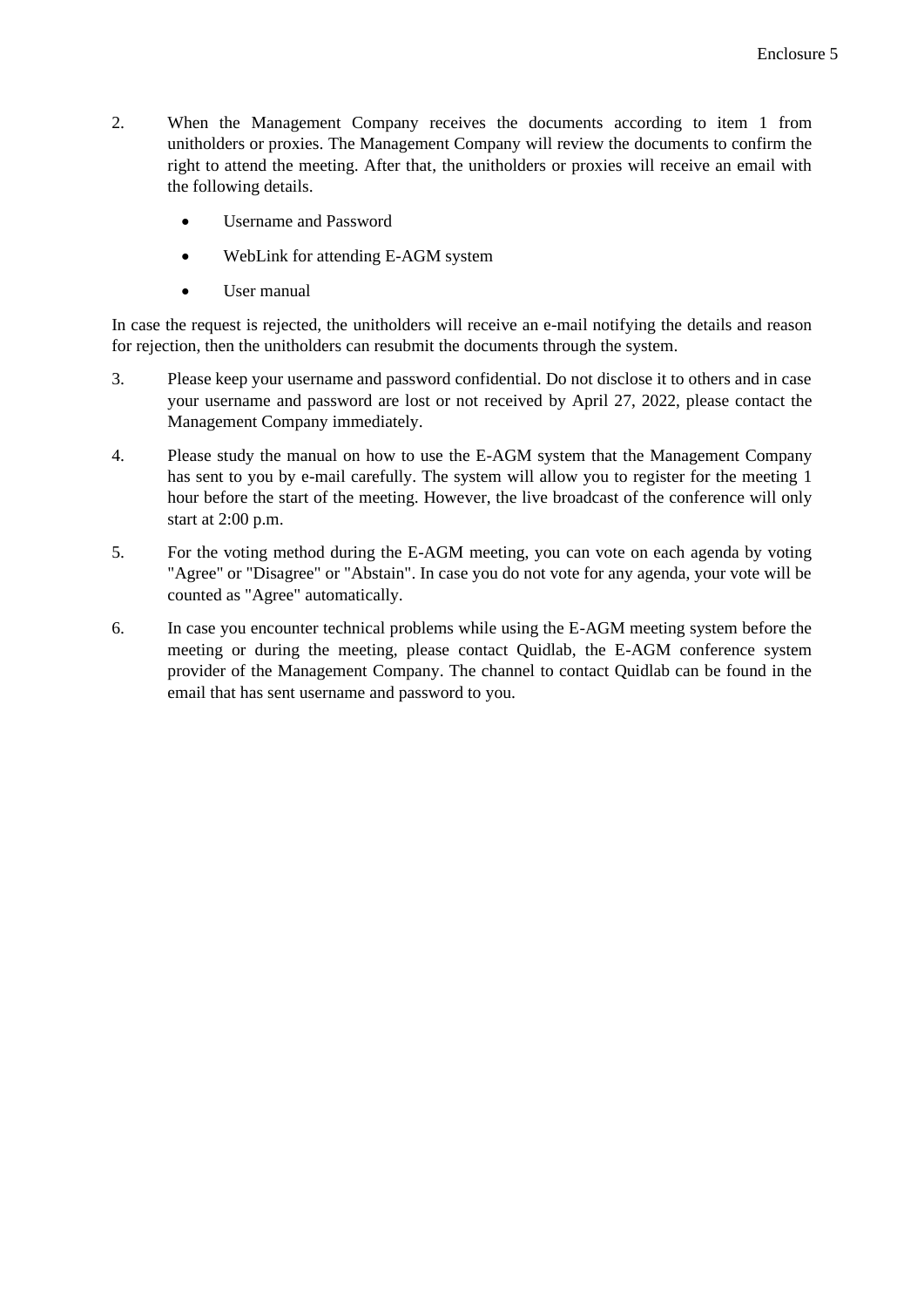Enclosure 5

2. When the Management Company receives the documents according to item 1 from unitholders or proxies. The Management Company will review the documents to confirm the right to attend the meeting. After that, the unitholders or proxies will receive an email with the following details.

   - Username and Password
   - WebLink for attending E-AGM system
   - User manual

In case the request is rejected, the unitholders will receive an e-mail notifying the details and reason for rejection, then the unitholders can resubmit the documents through the system.

3. Please keep your username and password confidential. Do not disclose it to others and in case your username and password are lost or not received by April 27, 2022, please contact the Management Company immediately.

4. Please study the manual on how to use the E-AGM system that the Management Company has sent to you by e-mail carefully. The system will allow you to register for the meeting 1 hour before the start of the meeting. However, the live broadcast of the conference will only start at 2:00 p.m.

5. For the voting method during the E-AGM meeting, you can vote on each agenda by voting "Agree" or "Disagree" or "Abstain". In case you do not vote for any agenda, your vote will be counted as "Agree" automatically.

6. In case you encounter technical problems while using the E-AGM meeting system before the meeting or during the meeting, please contact Quidlab, the E-AGM conference system provider of the Management Company. The channel to contact Quidlab can be found in the email that has sent username and password to you.